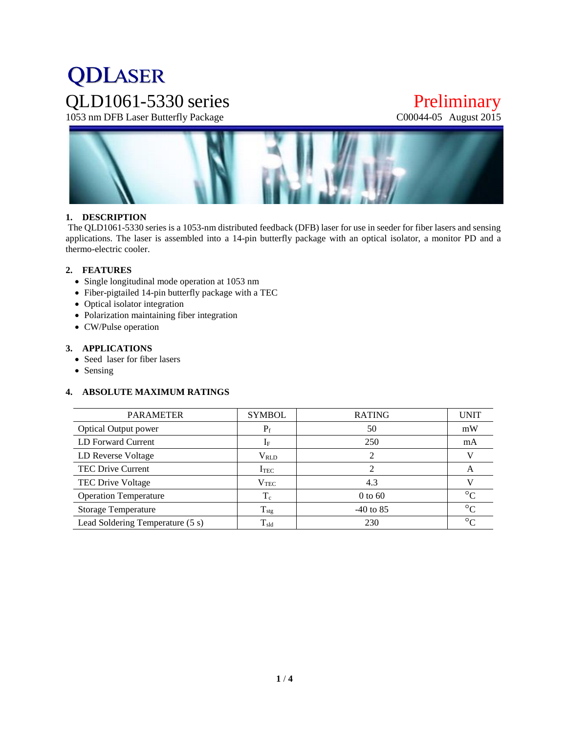# QDLASER

## QLD1061-5330 series

1053 nm DFB Laser Butterfly Package

Preliminary

C00044-05 August 2015

### 1. DESCRIPTION

The QLD1061-5330 series is a 1053-nm distributed feedback (DFB) laser for use in seeder for fiber lasers and sensing applications. The laser is assembled into a 14-pin butterfly package with an optical isolator, a monitor PD and a thermo-electric cooler.

### 2. FEATURES

- Single longitudinal mode operation at 1053 nm
- Fiber-pigtailed 14-pin butterfly package with a TEC
- Optical isolator integration
- Polarization maintaining fiber integration
- CW/Pulse operation

### 3. APPLICATIONS

- Seed laser for fiber lasers
- Sensing

### 4. ABSOLUTE MAXIMUM RATINGS

| PARAMETER | SYMBOL | RATING | UNIT |
|---|---|---|---|
| Optical Output power | $P_f$ | 50 | mW |
| LD Forward Current | $I_F$ | 250 | mA |
| LD Reverse Voltage | $V_{RLD}$ | 2 | V |
| TEC Drive Current | $I_{TEC}$ | 2 | A |
| TEC Drive Voltage | $V_{TEC}$ | 4.3 | V |
| Operation Temperature | $T_c$ | 0 to 60 | °C |
| Storage Temperature | $T_{stg}$ | -40 to 85 | °C |
| Lead Soldering Temperature (5 s) | $T_{sld}$ | 230 | °C |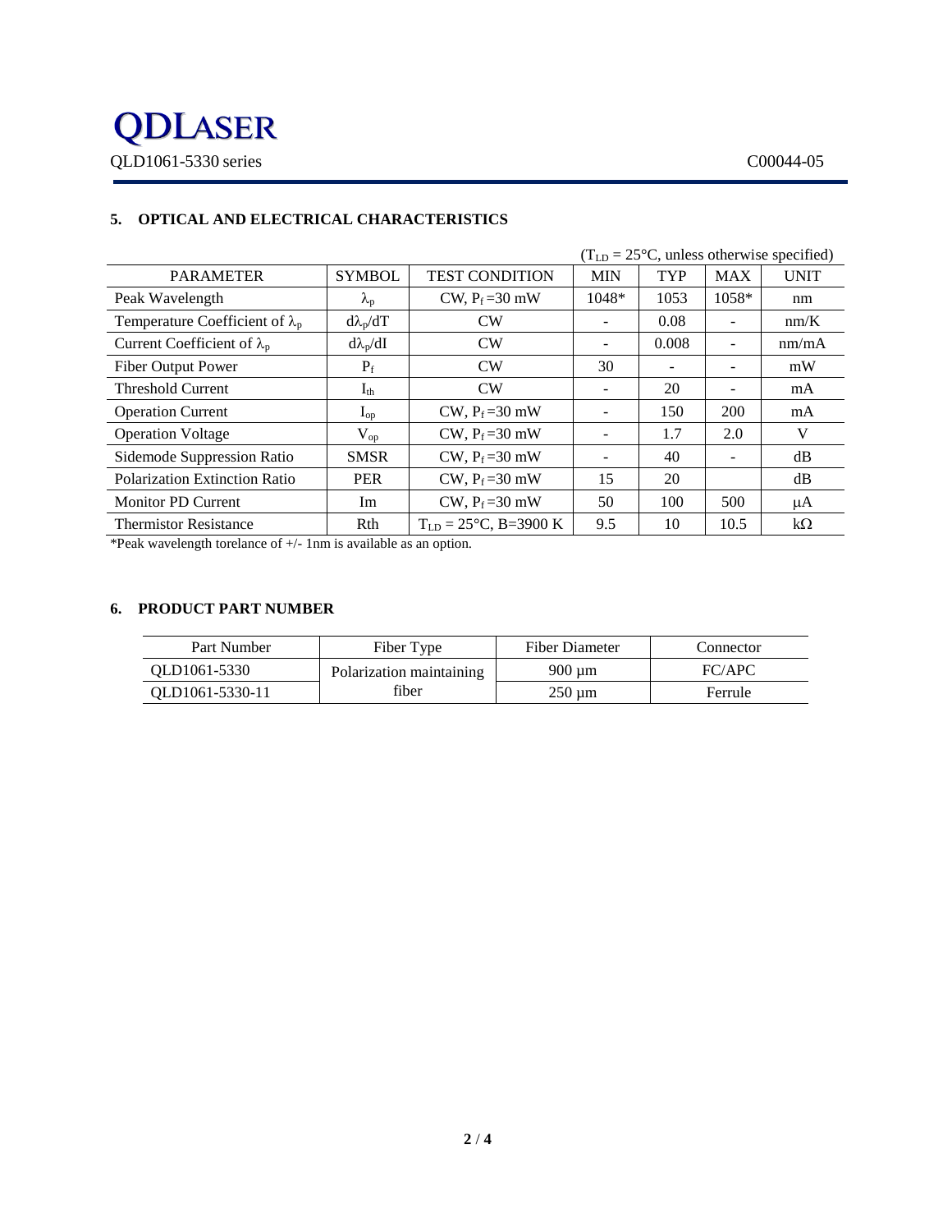## 5. OPTICAL AND ELECTRICAL CHARACTERISTICS

($T_{LD}$ = 25°C, unless otherwise specified)

| PARAMETER | SYMBOL | TEST CONDITION | MIN | TYP | MAX | UNIT |
|---|---|---|---|---|---|---|
| Peak Wavelength | $\lambda_p$ | CW, $P_f$ =30 mW | 1048* | 1053 | 1058* | nm |
| Temperature Coefficient of $\lambda_p$ | $d\lambda_p/dT$ | CW | - | 0.08 | - | nm/K |
| Current Coefficient of $\lambda_p$ | $d\lambda_p/dI$ | CW | - | 0.008 | - | nm/mA |
| Fiber Output Power | $P_f$ | CW | 30 | - | - | mW |
| Threshold Current | $I_{th}$ | CW | - | 20 | - | mA |
| Operation Current | $I_{op}$ | CW, $P_f$ =30 mW | - | 150 | 200 | mA |
| Operation Voltage | $V_{op}$ | CW, $P_f$ =30 mW | - | 1.7 | 2.0 | V |
| Sidemode Suppression Ratio | SMSR | CW, $P_f$ =30 mW | - | 40 | - | dB |
| Polarization Extinction Ratio | PER | CW, $P_f$ =30 mW | 15 | 20 | | dB |
| Monitor PD Current | Im | CW, $P_f$ =30 mW | 50 | 100 | 500 | μA |
| Thermistor Resistance | Rth | $T_{LD}$ = 25°C, B=3900 K | 9.5 | 10 | 10.5 | kΩ |

*Peak wavelength torelance of +/- 1nm is available as an option.

## 6. PRODUCT PART NUMBER

| Part Number | Fiber Type | Fiber Diameter | Connector |
|---|---|---|---|
| QLD1061-5330 | Polarization maintaining fiber | 900 μm | FC/APC |
| QLD1061-5330-11 | | 250 μm | Ferrule |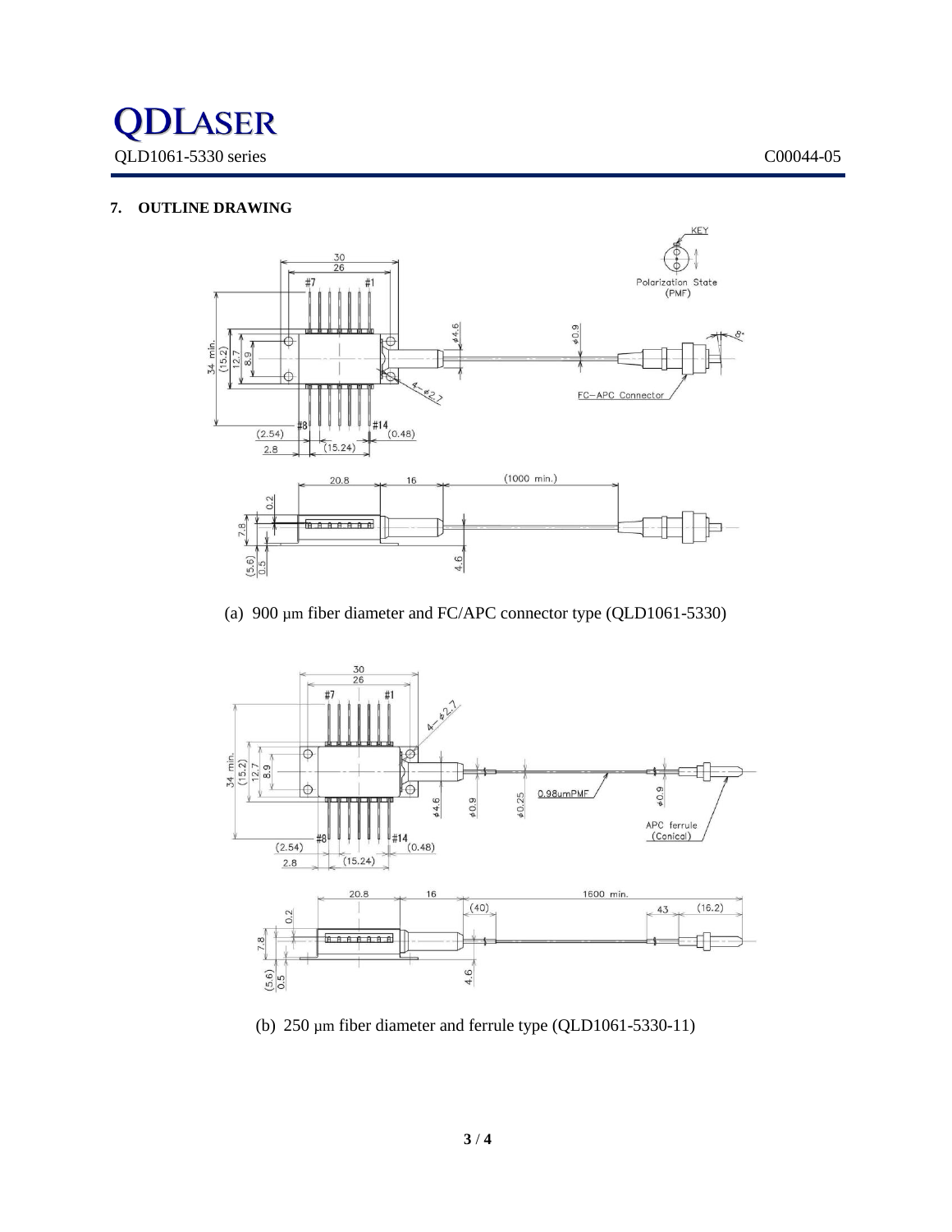## 7. OUTLINE DRAWING

(a) 900 μm fiber diameter and FC/APC connector type (QLD1061-5330)

(b) 250 μm fiber diameter and ferrule type (QLD1061-5330-11)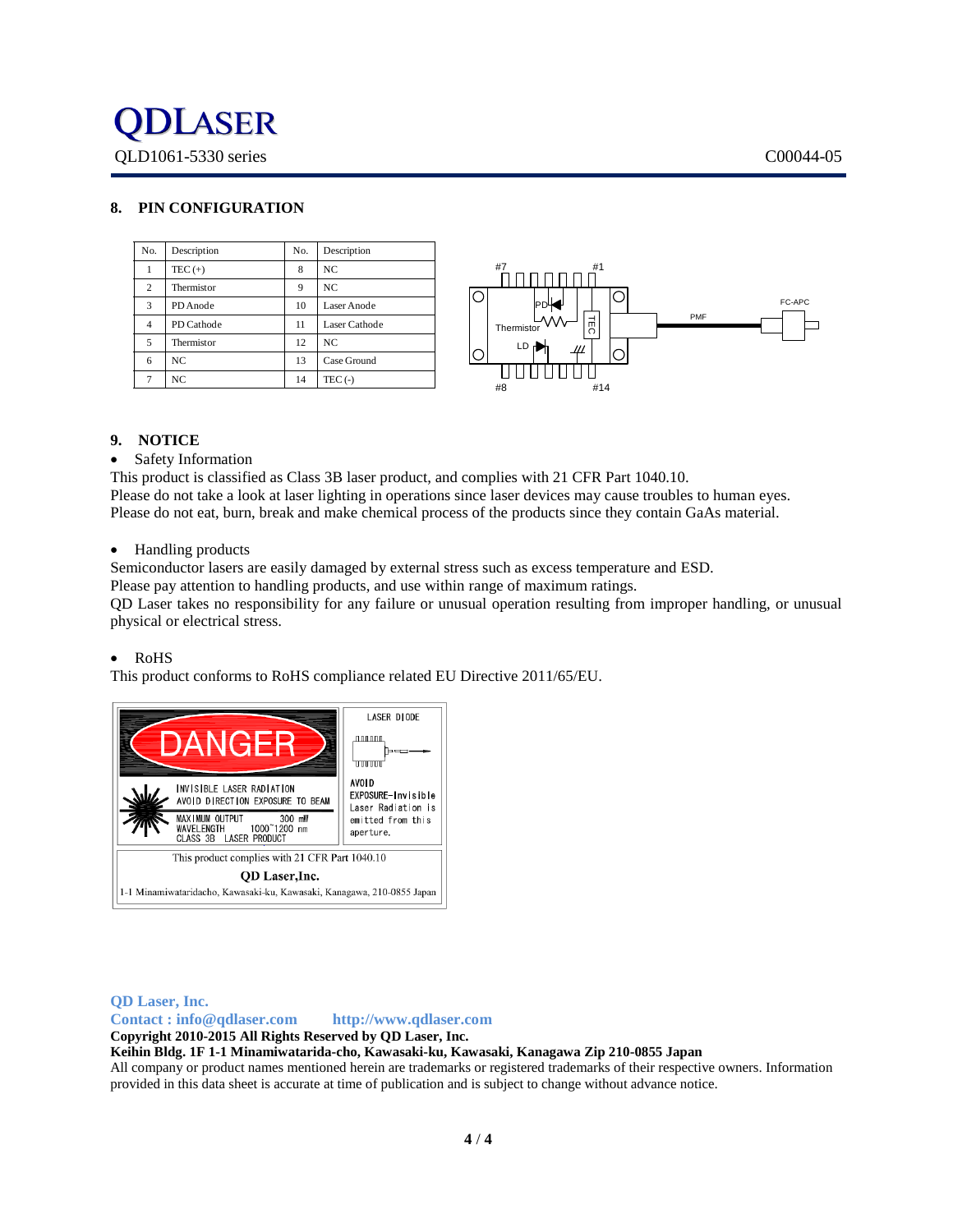## 8. PIN CONFIGURATION

| No. | Description | No. | Description |
|---|---|---|---|
| 1 | TEC (+) | 8 | NC |
| 2 | Thermistor | 9 | NC |
| 3 | PD Anode | 10 | Laser Anode |
| 4 | PD Cathode | 11 | Laser Cathode |
| 5 | Thermistor | 12 | NC |
| 6 | NC | 13 | Case Ground |
| 7 | NC | 14 | TEC (-) |

#7 #1
PD
Thermistor
LD
TEC
PMF
FC-APC
#8 #14

## 9. NOTICE

- Safety Information

This product is classified as Class 3B laser product, and complies with 21 CFR Part 1040.10.
Please do not take a look at laser lighting in operations since laser devices may cause troubles to human eyes.
Please do not eat, burn, break and make chemical process of the products since they contain GaAs material.

- Handling products

Semiconductor lasers are easily damaged by external stress such as excess temperature and ESD.
Please pay attention to handling products, and use within range of maximum ratings.
QD Laser takes no responsibility for any failure or unusual operation resulting from improper handling, or unusual physical or electrical stress.

- RoHS

This product conforms to RoHS compliance related EU Directive 2011/65/EU.

DANGER
INVISIBLE LASER RADIATION
AVOID DIRECTION EXPOSURE TO BEAM
MAXIMUM OUTPUT 300 mW
WAVELENGTH 1000~1200 nm
CLASS 3B LASER PRODUCT

LASER DIODE
AVOID
EXPOSURE-Invisible Laser Radiation is emitted from this aperture.

This product complies with 21 CFR Part 1040.10
**QD Laser,Inc.**
1-1 Minamiwataridacho, Kawasaki-ku, Kawasaki, Kanagawa, 210-0855 Japan

**QD Laser, Inc.**
**Contact : info@qdlaser.com http://www.qdlaser.com**
**Copyright 2010-2015 All Rights Reserved by QD Laser, Inc.**
**Keihin Bldg. 1F 1-1 Minamiwatarida-cho, Kawasaki-ku, Kawasaki, Kanagawa Zip 210-0855 Japan**
All company or product names mentioned herein are trademarks or registered trademarks of their respective owners. Information provided in this data sheet is accurate at time of publication and is subject to change without advance notice.